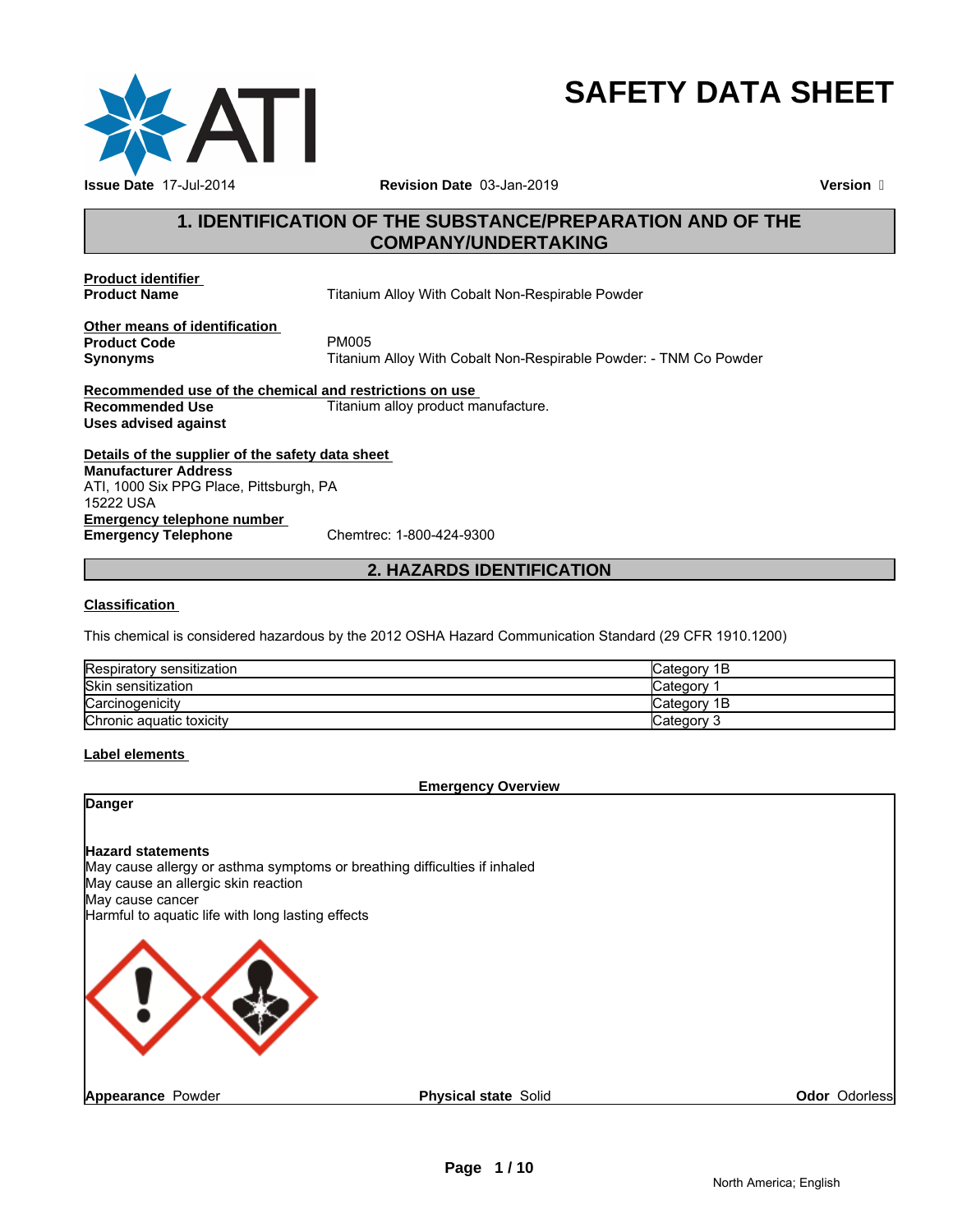# SAFETY DATA SHEET

**Issue Date** 17-Jul-2014 **Revision Date** 03-Jan-2019 **Version** 

## 1. IDENTIFICATION OF THE SUBSTANCE/PREPARATION AND OF THE COMPANY/UNDERTAKING

**Product identifier**

**Product Name** Titanium Alloy With Cobalt Non-Respirable Powder

**Other means of identification**

**Product Code** PM005

**Synonyms** Titanium Alloy With Cobalt Non-Respirable Powder: - TNM Co Powder

**Recommended use of the chemical and restrictions on use**

**Recommended Use** Titanium alloy product manufacture.

**Uses advised against**

**Details of the supplier of the safety data sheet**

**Manufacturer Address**
ATI, 1000 Six PPG Place, Pittsburgh, PA
15222 USA

**Emergency telephone number**

**Emergency Telephone** Chemtrec: 1-800-424-9300

## 2. HAZARDS IDENTIFICATION

**Classification**

This chemical is considered hazardous by the 2012 OSHA Hazard Communication Standard (29 CFR 1910.1200)

| | |
|---|---|
| Respiratory sensitization | Category 1B |
| Skin sensitization | Category 1 |
| Carcinogenicity | Category 1B |
| Chronic aquatic toxicity | Category 3 |

**Label elements**

**Emergency Overview**

**Danger**

**Hazard statements**
May cause allergy or asthma symptoms or breathing difficulties if inhaled
May cause an allergic skin reaction
May cause cancer
Harmful to aquatic life with long lasting effects

**Appearance** Powder **Physical state** Solid **Odor** Odorless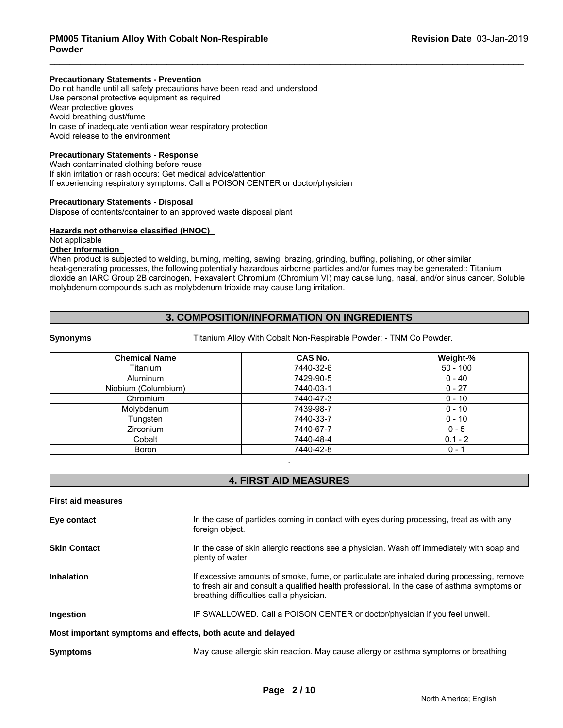**Precautionary Statements - Prevention**
Do not handle until all safety precautions have been read and understood
Use personal protective equipment as required
Wear protective gloves
Avoid breathing dust/fume
In case of inadequate ventilation wear respiratory protection
Avoid release to the environment

**Precautionary Statements - Response**
Wash contaminated clothing before reuse
If skin irritation or rash occurs: Get medical advice/attention
If experiencing respiratory symptoms: Call a POISON CENTER or doctor/physician

**Precautionary Statements - Disposal**
Dispose of contents/container to an approved waste disposal plant

**Hazards not otherwise classified (HNOC)**
Not applicable
**Other Information**
When product is subjected to welding, burning, melting, sawing, brazing, grinding, buffing, polishing, or other similar heat-generating processes, the following potentially hazardous airborne particles and/or fumes may be generated:: Titanium dioxide an IARC Group 2B carcinogen, Hexavalent Chromium (Chromium VI) may cause lung, nasal, and/or sinus cancer, Soluble molybdenum compounds such as molybdenum trioxide may cause lung irritation.

## 3. COMPOSITION/INFORMATION ON INGREDIENTS

**Synonyms** Titanium Alloy With Cobalt Non-Respirable Powder: - TNM Co Powder.

| Chemical Name | CAS No. | Weight-% |
|---|---|---|
| Titanium | 7440-32-6 | 50 - 100 |
| Aluminum | 7429-90-5 | 0 - 40 |
| Niobium (Columbium) | 7440-03-1 | 0 - 27 |
| Chromium | 7440-47-3 | 0 - 10 |
| Molybdenum | 7439-98-7 | 0 - 10 |
| Tungsten | 7440-33-7 | 0 - 10 |
| Zirconium | 7440-67-7 | 0 - 5 |
| Cobalt | 7440-48-4 | 0.1 - 2 |
| Boron | 7440-42-8 | 0 - 1 |

.

## 4. FIRST AID MEASURES

**First aid measures**

**Eye contact** In the case of particles coming in contact with eyes during processing, treat as with any foreign object.

**Skin Contact** In the case of skin allergic reactions see a physician. Wash off immediately with soap and plenty of water.

**Inhalation** If excessive amounts of smoke, fume, or particulate are inhaled during processing, remove to fresh air and consult a qualified health professional. In the case of asthma symptoms or breathing difficulties call a physician.

**Ingestion** IF SWALLOWED. Call a POISON CENTER or doctor/physician if you feel unwell.

**Most important symptoms and effects, both acute and delayed**

**Symptoms** May cause allergic skin reaction. May cause allergy or asthma symptoms or breathing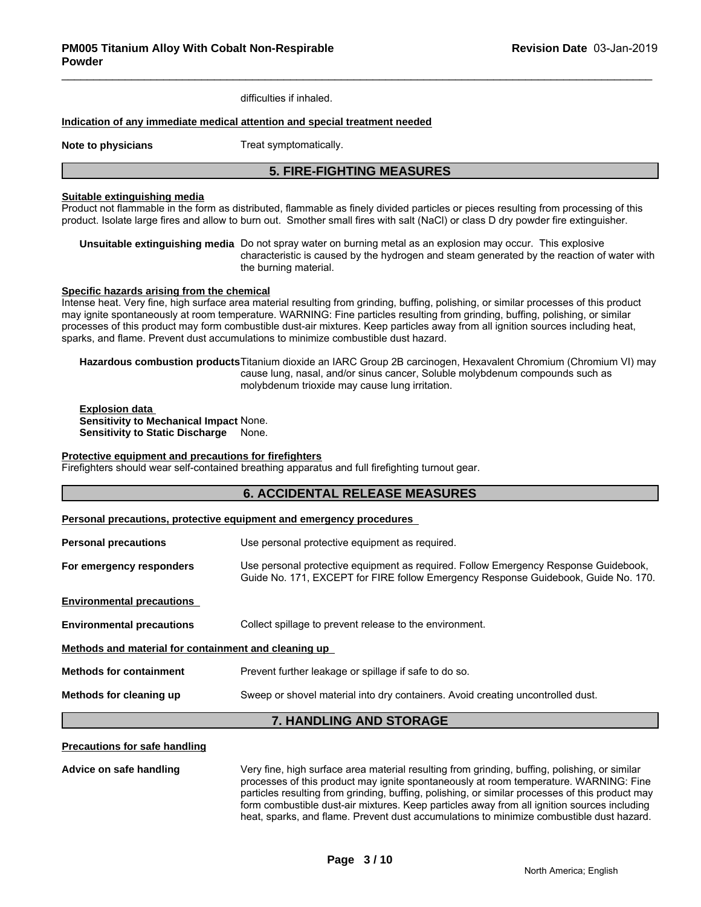difficulties if inhaled.

**Indication of any immediate medical attention and special treatment needed**

**Note to physicians** Treat symptomatically.

## 5. FIRE-FIGHTING MEASURES

**Suitable extinguishing media**

Product not flammable in the form as distributed, flammable as finely divided particles or pieces resulting from processing of this product. Isolate large fires and allow to burn out. Smother small fires with salt (NaCl) or class D dry powder fire extinguisher.

**Unsuitable extinguishing media** Do not spray water on burning metal as an explosion may occur. This explosive characteristic is caused by the hydrogen and steam generated by the reaction of water with the burning material.

**Specific hazards arising from the chemical**

Intense heat. Very fine, high surface area material resulting from grinding, buffing, polishing, or similar processes of this product may ignite spontaneously at room temperature. WARNING: Fine particles resulting from grinding, buffing, polishing, or similar processes of this product may form combustible dust-air mixtures. Keep particles away from all ignition sources including heat, sparks, and flame. Prevent dust accumulations to minimize combustible dust hazard.

**Hazardous combustion products** Titanium dioxide an IARC Group 2B carcinogen, Hexavalent Chromium (Chromium VI) may cause lung, nasal, and/or sinus cancer, Soluble molybdenum compounds such as molybdenum trioxide may cause lung irritation.

**Explosion data**
**Sensitivity to Mechanical Impact** None.
**Sensitivity to Static Discharge** None.

**Protective equipment and precautions for firefighters**

Firefighters should wear self-contained breathing apparatus and full firefighting turnout gear.

## 6. ACCIDENTAL RELEASE MEASURES

**Personal precautions, protective equipment and emergency procedures**

**Personal precautions** Use personal protective equipment as required.

**For emergency responders** Use personal protective equipment as required. Follow Emergency Response Guidebook, Guide No. 171, EXCEPT for FIRE follow Emergency Response Guidebook, Guide No. 170.

**Environmental precautions**

**Environmental precautions** Collect spillage to prevent release to the environment.

**Methods and material for containment and cleaning up**

**Methods for containment** Prevent further leakage or spillage if safe to do so.

**Methods for cleaning up** Sweep or shovel material into dry containers. Avoid creating uncontrolled dust.

## 7. HANDLING AND STORAGE

**Precautions for safe handling**

**Advice on safe handling** Very fine, high surface area material resulting from grinding, buffing, polishing, or similar processes of this product may ignite spontaneously at room temperature. WARNING: Fine particles resulting from grinding, buffing, polishing, or similar processes of this product may form combustible dust-air mixtures. Keep particles away from all ignition sources including heat, sparks, and flame. Prevent dust accumulations to minimize combustible dust hazard.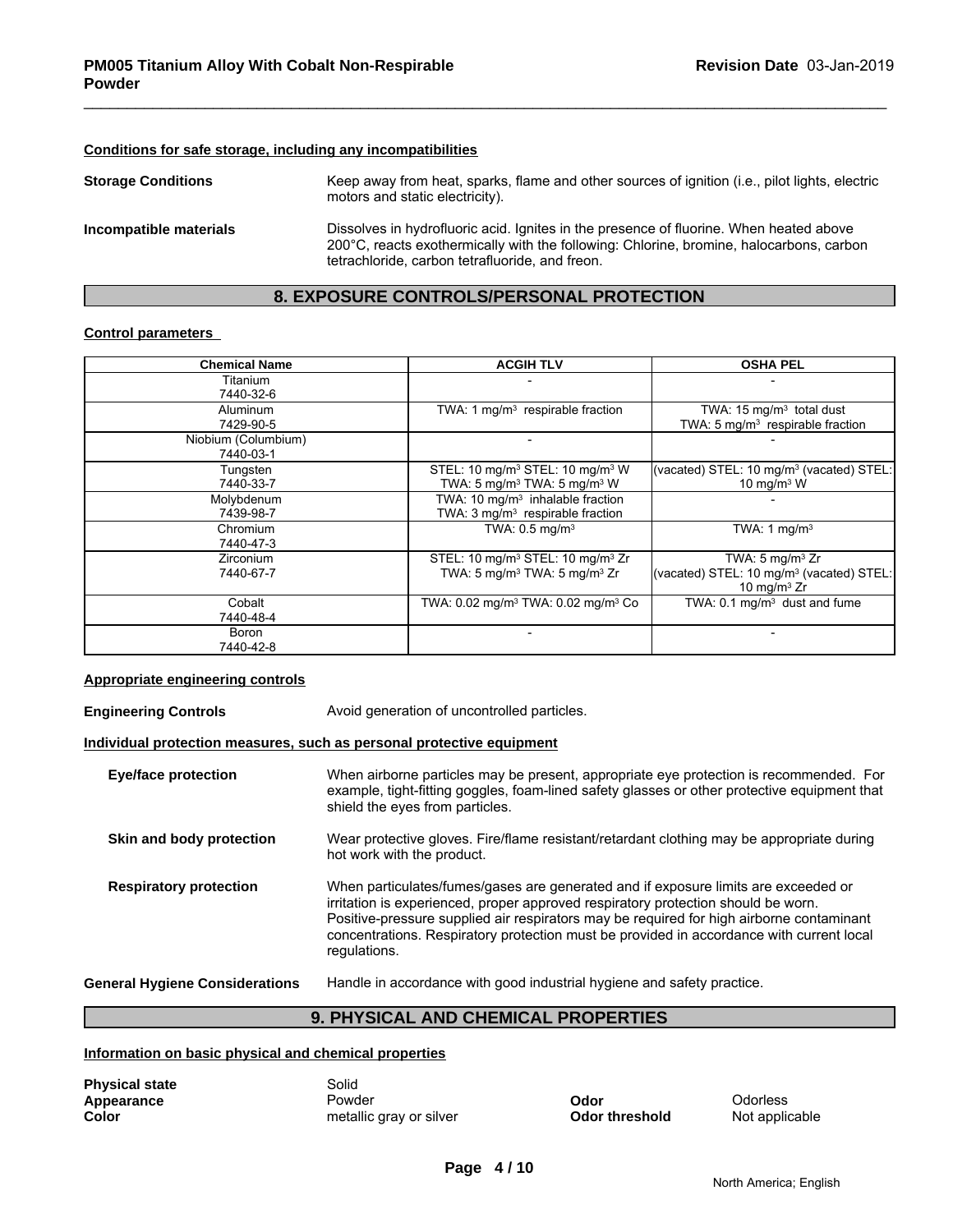**Conditions for safe storage, including any incompatibilities**

**Storage Conditions** Keep away from heat, sparks, flame and other sources of ignition (i.e., pilot lights, electric motors and static electricity).

**Incompatible materials** Dissolves in hydrofluoric acid. Ignites in the presence of fluorine. When heated above 200°C, reacts exothermically with the following: Chlorine, bromine, halocarbons, carbon tetrachloride, carbon tetrafluoride, and freon.

## 8. EXPOSURE CONTROLS/PERSONAL PROTECTION

**Control parameters**

| Chemical Name | ACGIH TLV | OSHA PEL |
|---|---|---|
| Titanium 7440-32-6 | - | - |
| Aluminum 7429-90-5 | TWA: 1 mg/m³ respirable fraction | TWA: 15 mg/m³ total dust TWA: 5 mg/m³ respirable fraction |
| Niobium (Columbium) 7440-03-1 | - | - |
| Tungsten 7440-33-7 | STEL: 10 mg/m³ STEL: 10 mg/m³ W TWA: 5 mg/m³ TWA: 5 mg/m³ W | (vacated) STEL: 10 mg/m³ (vacated) STEL: 10 mg/m³ W |
| Molybdenum 7439-98-7 | TWA: 10 mg/m³ inhalable fraction TWA: 3 mg/m³ respirable fraction | - |
| Chromium 7440-47-3 | TWA: 0.5 mg/m³ | TWA: 1 mg/m³ |
| Zirconium 7440-67-7 | STEL: 10 mg/m³ STEL: 10 mg/m³ Zr TWA: 5 mg/m³ TWA: 5 mg/m³ Zr | TWA: 5 mg/m³ Zr (vacated) STEL: 10 mg/m³ (vacated) STEL: 10 mg/m³ Zr |
| Cobalt 7440-48-4 | TWA: 0.02 mg/m³ TWA: 0.02 mg/m³ Co | TWA: 0.1 mg/m³ dust and fume |
| Boron 7440-42-8 | - | - |

**Appropriate engineering controls**

**Engineering Controls** Avoid generation of uncontrolled particles.

**Individual protection measures, such as personal protective equipment**

**Eye/face protection** When airborne particles may be present, appropriate eye protection is recommended. For example, tight-fitting goggles, foam-lined safety glasses or other protective equipment that shield the eyes from particles.

**Skin and body protection** Wear protective gloves. Fire/flame resistant/retardant clothing may be appropriate during hot work with the product.

**Respiratory protection** When particulates/fumes/gases are generated and if exposure limits are exceeded or irritation is experienced, proper approved respiratory protection should be worn. Positive-pressure supplied air respirators may be required for high airborne contaminant concentrations. Respiratory protection must be provided in accordance with current local regulations.

**General Hygiene Considerations** Handle in accordance with good industrial hygiene and safety practice.

## 9. PHYSICAL AND CHEMICAL PROPERTIES

**Information on basic physical and chemical properties**

**Physical state** Solid
**Appearance** Powder
**Color** metallic gray or silver
**Odor** Odorless
**Odor threshold** Not applicable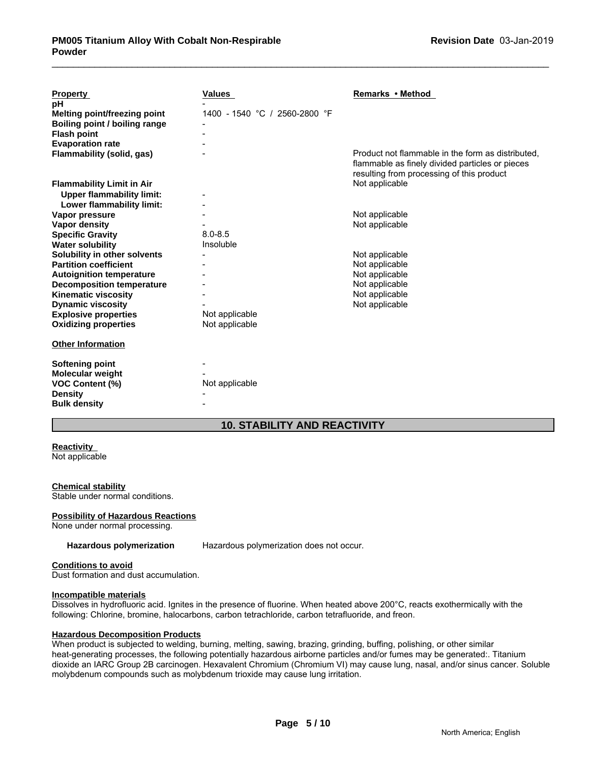| Property | Values | Remarks • Method |
|---|---|---|
| pH | - | |
| Melting point/freezing point | 1400 - 1540 °C / 2560-2800 °F | |
| Boiling point / boiling range | - | |
| Flash point | - | |
| Evaporation rate | - | |
| Flammability (solid, gas) | - | Product not flammable in the form as distributed, flammable as finely divided particles or pieces resulting from processing of this product |
| Flammability Limit in Air | | Not applicable |
| Upper flammability limit: | - | |
| Lower flammability limit: | - | |
| Vapor pressure | - | Not applicable |
| Vapor density | - | Not applicable |
| Specific Gravity | 8.0-8.5 | |
| Water solubility | Insoluble | |
| Solubility in other solvents | - | Not applicable |
| Partition coefficient | - | Not applicable |
| Autoignition temperature | - | Not applicable |
| Decomposition temperature | - | Not applicable |
| Kinematic viscosity | - | Not applicable |
| Dynamic viscosity | - | Not applicable |
| Explosive properties | Not applicable | |
| Oxidizing properties | Not applicable | |

**Other Information**

| | |
|---|---|
| Softening point | - |
| Molecular weight | - |
| VOC Content (%) | Not applicable |
| Density | - |
| Bulk density | - |

## 10. STABILITY AND REACTIVITY

**Reactivity**
Not applicable

**Chemical stability**
Stable under normal conditions.

**Possibility of Hazardous Reactions**
None under normal processing.

**Hazardous polymerization** Hazardous polymerization does not occur.

**Conditions to avoid**
Dust formation and dust accumulation.

**Incompatible materials**
Dissolves in hydrofluoric acid. Ignites in the presence of fluorine. When heated above 200°C, reacts exothermically with the following: Chlorine, bromine, halocarbons, carbon tetrachloride, carbon tetrafluoride, and freon.

**Hazardous Decomposition Products**
When product is subjected to welding, burning, melting, sawing, brazing, grinding, buffing, polishing, or other similar heat-generating processes, the following potentially hazardous airborne particles and/or fumes may be generated:. Titanium dioxide an IARC Group 2B carcinogen. Hexavalent Chromium (Chromium VI) may cause lung, nasal, and/or sinus cancer. Soluble molybdenum compounds such as molybdenum trioxide may cause lung irritation.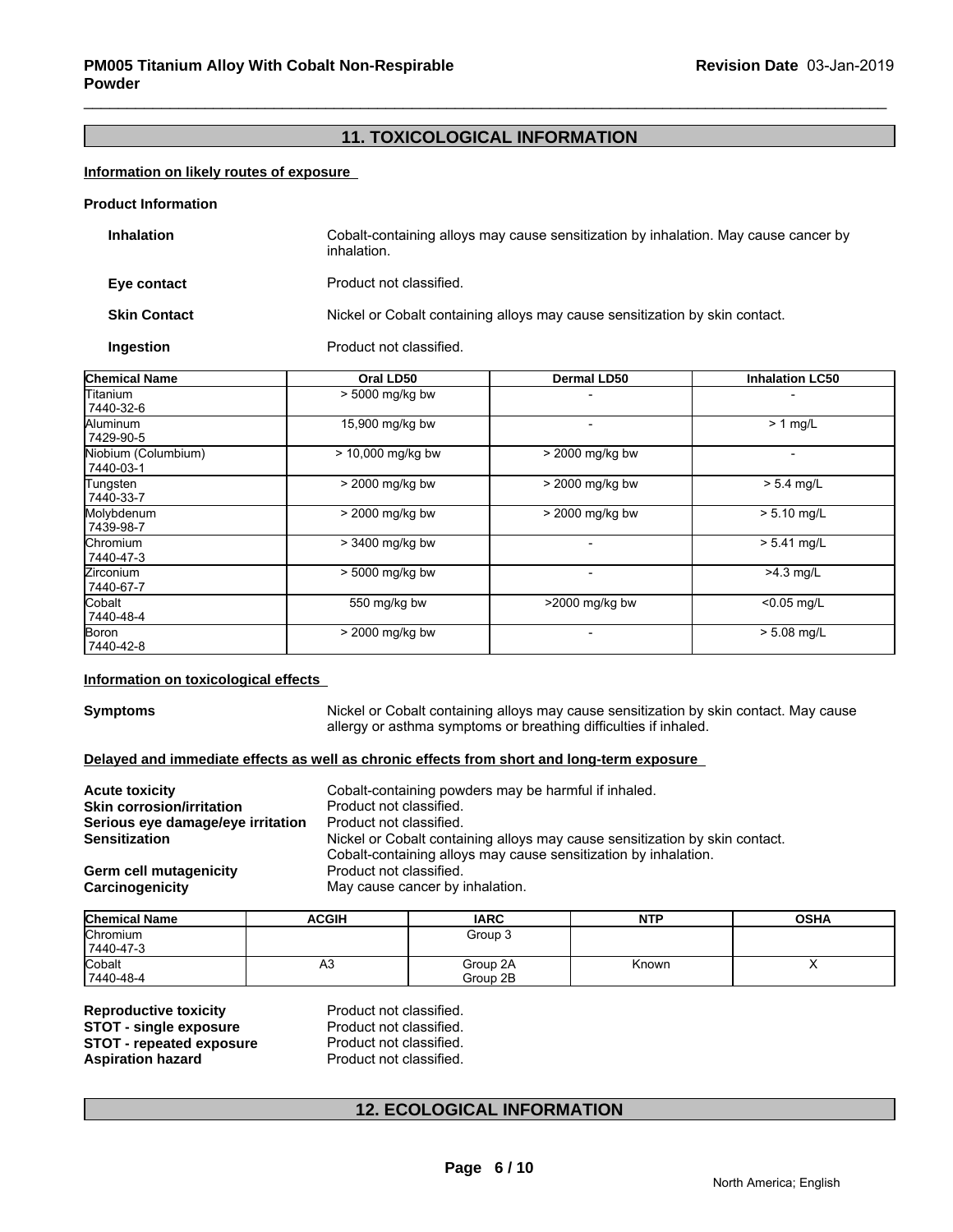## 11. TOXICOLOGICAL INFORMATION

**Information on likely routes of exposure**

**Product Information**

**Inhalation** Cobalt-containing alloys may cause sensitization by inhalation. May cause cancer by inhalation.

**Eye contact** Product not classified.

**Skin Contact** Nickel or Cobalt containing alloys may cause sensitization by skin contact.

**Ingestion** Product not classified.

| Chemical Name | Oral LD50 | Dermal LD50 | Inhalation LC50 |
|---|---|---|---|
| Titanium 7440-32-6 | > 5000 mg/kg bw | - | - |
| Aluminum 7429-90-5 | 15,900 mg/kg bw | - | > 1 mg/L |
| Niobium (Columbium) 7440-03-1 | > 10,000 mg/kg bw | > 2000 mg/kg bw | - |
| Tungsten 7440-33-7 | > 2000 mg/kg bw | > 2000 mg/kg bw | > 5.4 mg/L |
| Molybdenum 7439-98-7 | > 2000 mg/kg bw | > 2000 mg/kg bw | > 5.10 mg/L |
| Chromium 7440-47-3 | > 3400 mg/kg bw | - | > 5.41 mg/L |
| Zirconium 7440-67-7 | > 5000 mg/kg bw | - | >4.3 mg/L |
| Cobalt 7440-48-4 | 550 mg/kg bw | >2000 mg/kg bw | <0.05 mg/L |
| Boron 7440-42-8 | > 2000 mg/kg bw | - | > 5.08 mg/L |

**Information on toxicological effects**

**Symptoms** Nickel or Cobalt containing alloys may cause sensitization by skin contact. May cause allergy or asthma symptoms or breathing difficulties if inhaled.

**Delayed and immediate effects as well as chronic effects from short and long-term exposure**

**Acute toxicity** Cobalt-containing powders may be harmful if inhaled.
**Skin corrosion/irritation** Product not classified.
**Serious eye damage/eye irritation** Product not classified.
**Sensitization** Nickel or Cobalt containing alloys may cause sensitization by skin contact. Cobalt-containing alloys may cause sensitization by inhalation.
**Germ cell mutagenicity** Product not classified.
**Carcinogenicity** May cause cancer by inhalation.

| Chemical Name | ACGIH | IARC | NTP | OSHA |
|---|---|---|---|---|
| Chromium 7440-47-3 | | Group 3 | | |
| Cobalt 7440-48-4 | A3 | Group 2A Group 2B | Known | X |

**Reproductive toxicity** Product not classified.
**STOT - single exposure** Product not classified.
**STOT - repeated exposure** Product not classified.
**Aspiration hazard** Product not classified.

## 12. ECOLOGICAL INFORMATION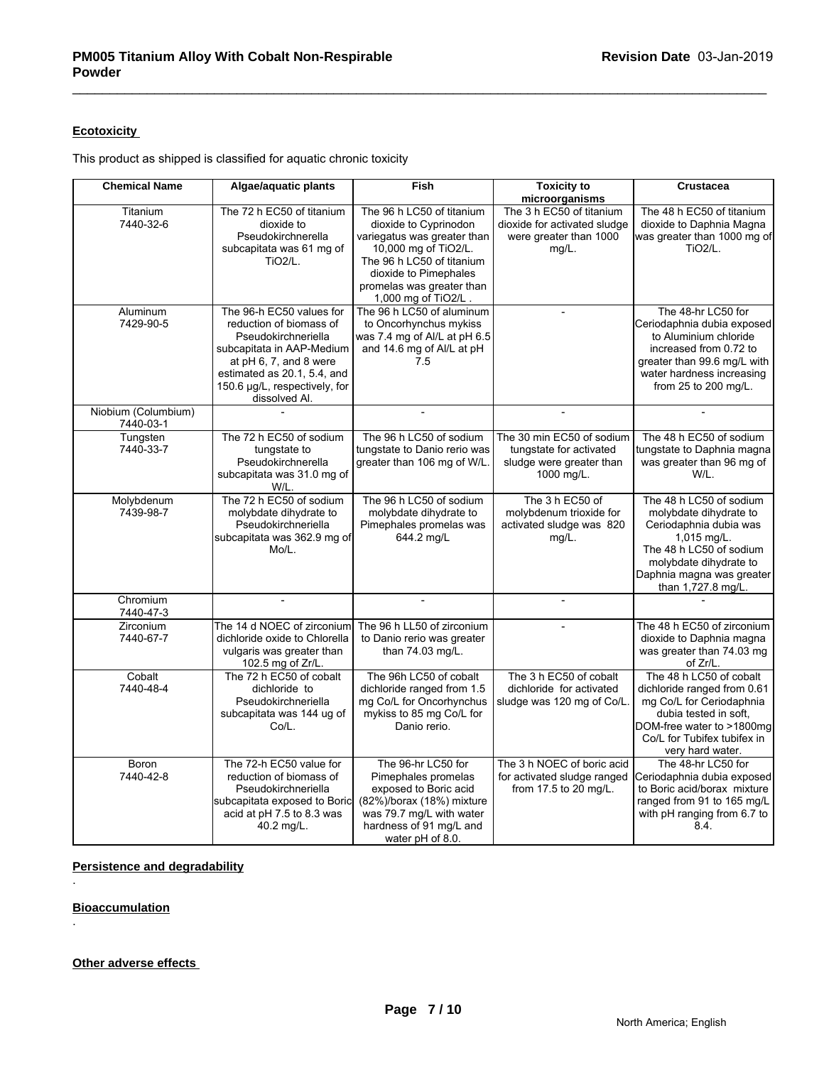## Ecotoxicity

This product as shipped is classified for aquatic chronic toxicity

| Chemical Name | Algae/aquatic plants | Fish | Toxicity to microorganisms | Crustacea |
|---|---|---|---|---|
| Titanium 7440-32-6 | The 72 h EC50 of titanium dioxide to Pseudokirchnerella subcapitata was 61 mg of TiO2/L. | The 96 h LC50 of titanium dioxide to Cyprinodon variegatus was greater than 10,000 mg of TiO2/L. The 96 h LC50 of titanium dioxide to Pimephales promelas was greater than 1,000 mg of TiO2/L . | The 3 h EC50 of titanium dioxide for activated sludge were greater than 1000 mg/L. | The 48 h EC50 of titanium dioxide to Daphnia Magna was greater than 1000 mg of TiO2/L. |
| Aluminum 7429-90-5 | The 96-h EC50 values for reduction of biomass of Pseudokirchneriella subcapitata in AAP-Medium at pH 6, 7, and 8 were estimated as 20.1, 5.4, and 150.6 µg/L, respectively, for dissolved Al. | The 96 h LC50 of aluminum to Oncorhynchus mykiss was 7.4 mg of Al/L at pH 6.5 and 14.6 mg of Al/L at pH 7.5 | - | The 48-hr LC50 for Ceriodaphnia dubia exposed to Aluminium chloride increased from 0.72 to greater than 99.6 mg/L with water hardness increasing from 25 to 200 mg/L. |
| Niobium (Columbium) 7440-03-1 | - | - | - | - |
| Tungsten 7440-33-7 | The 72 h EC50 of sodium tungstate to Pseudokirchnerella subcapitata was 31.0 mg of W/L. | The 96 h LC50 of sodium tungstate to Danio rerio was greater than 106 mg of W/L. | The 30 min EC50 of sodium tungstate for activated sludge were greater than 1000 mg/L. | The 48 h EC50 of sodium tungstate to Daphnia magna was greater than 96 mg of W/L. |
| Molybdenum 7439-98-7 | The 72 h EC50 of sodium molybdate dihydrate to Pseudokirchneriella subcapitata was 362.9 mg of Mo/L. | The 96 h LC50 of sodium molybdate dihydrate to Pimephales promelas was 644.2 mg/L | The 3 h EC50 of molybdenum trioxide for activated sludge was 820 mg/L. | The 48 h LC50 of sodium molybdate dihydrate to Ceriodaphnia dubia was 1,015 mg/L. The 48 h LC50 of sodium molybdate dihydrate to Daphnia magna was greater than 1,727.8 mg/L. |
| Chromium 7440-47-3 | - | - | - | - |
| Zirconium 7440-67-7 | The 14 d NOEC of zirconium dichloride oxide to Chlorella vulgaris was greater than 102.5 mg of Zr/L. | The 96 h LL50 of zirconium to Danio rerio was greater than 74.03 mg/L. | - | The 48 h EC50 of zirconium dioxide to Daphnia magna was greater than 74.03 mg of Zr/L. |
| Cobalt 7440-48-4 | The 72 h EC50 of cobalt dichloride to Pseudokirchneriella subcapitata was 144 ug of Co/L. | The 96h LC50 of cobalt dichloride ranged from 1.5 mg Co/L for Oncorhynchus mykiss to 85 mg Co/L for Danio rerio. | The 3 h EC50 of cobalt dichloride for activated sludge was 120 mg of Co/L. | The 48 h LC50 of cobalt dichloride ranged from 0.61 mg Co/L for Ceriodaphnia dubia tested in soft, DOM-free water to >1800mg Co/L for Tubifex tubifex in very hard water. |
| Boron 7440-42-8 | The 72-h EC50 value for reduction of biomass of Pseudokirchneriella subcapitata exposed to Boric acid at pH 7.5 to 8.3 was 40.2 mg/L. | The 96-hr LC50 for Pimephales promelas exposed to Boric acid (82%)/borax (18%) mixture was 79.7 mg/L with water hardness of 91 mg/L and water pH of 8.0. | The 3 h NOEC of boric acid for activated sludge ranged from 17.5 to 20 mg/L. | The 48-hr LC50 for Ceriodaphnia dubia exposed to Boric acid/borax mixture ranged from 91 to 165 mg/L with pH ranging from 6.7 to 8.4. |

## Persistence and degradability

.

## Bioaccumulation

.

## Other adverse effects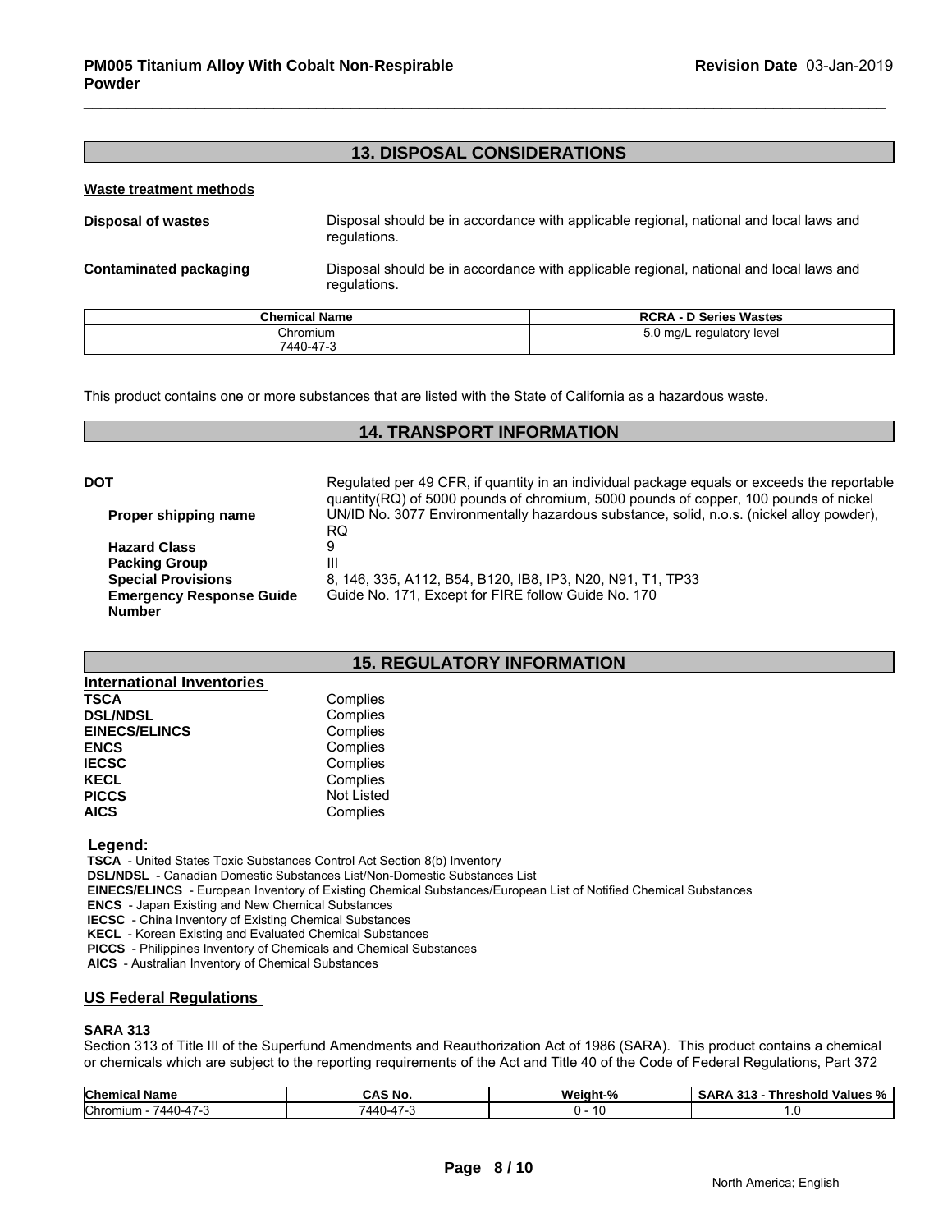## 13. DISPOSAL CONSIDERATIONS

**Waste treatment methods**

**Disposal of wastes** Disposal should be in accordance with applicable regional, national and local laws and regulations.

**Contaminated packaging** Disposal should be in accordance with applicable regional, national and local laws and regulations.

| Chemical Name | RCRA - D Series Wastes |
|---|---|
| Chromium 7440-47-3 | 5.0 mg/L regulatory level |

This product contains one or more substances that are listed with the State of California as a hazardous waste.

## 14. TRANSPORT INFORMATION

**DOT** Regulated per 49 CFR, if quantity in an individual package equals or exceeds the reportable quantity(RQ) of 5000 pounds of chromium, 5000 pounds of copper, 100 pounds of nickel

**Proper shipping name** UN/ID No. 3077 Environmentally hazardous substance, solid, n.o.s. (nickel alloy powder), RQ

**Hazard Class** 9

**Packing Group** III

**Special Provisions** 8, 146, 335, A112, B54, B120, IB8, IP3, N20, N91, T1, TP33

**Emergency Response Guide Number** Guide No. 171, Except for FIRE follow Guide No. 170

## 15. REGULATORY INFORMATION

**International Inventories**

| | |
|---|---|
| **TSCA** | Complies |
| **DSL/NDSL** | Complies |
| **EINECS/ELINCS** | Complies |
| **ENCS** | Complies |
| **IECSC** | Complies |
| **KECL** | Complies |
| **PICCS** | Not Listed |
| **AICS** | Complies |

**Legend:**

**TSCA** - United States Toxic Substances Control Act Section 8(b) Inventory
**DSL/NDSL** - Canadian Domestic Substances List/Non-Domestic Substances List
**EINECS/ELINCS** - European Inventory of Existing Chemical Substances/European List of Notified Chemical Substances
**ENCS** - Japan Existing and New Chemical Substances
**IECSC** - China Inventory of Existing Chemical Substances
**KECL** - Korean Existing and Evaluated Chemical Substances
**PICCS** - Philippines Inventory of Chemicals and Chemical Substances
**AICS** - Australian Inventory of Chemical Substances

### US Federal Regulations

**SARA 313**

Section 313 of Title III of the Superfund Amendments and Reauthorization Act of 1986 (SARA). This product contains a chemical or chemicals which are subject to the reporting requirements of the Act and Title 40 of the Code of Federal Regulations, Part 372

| Chemical Name | CAS No. | Weight-% | SARA 313 - Threshold Values % |
|---|---|---|---|
| Chromium - 7440-47-3 | 7440-47-3 | 0 - 10 | 1.0 |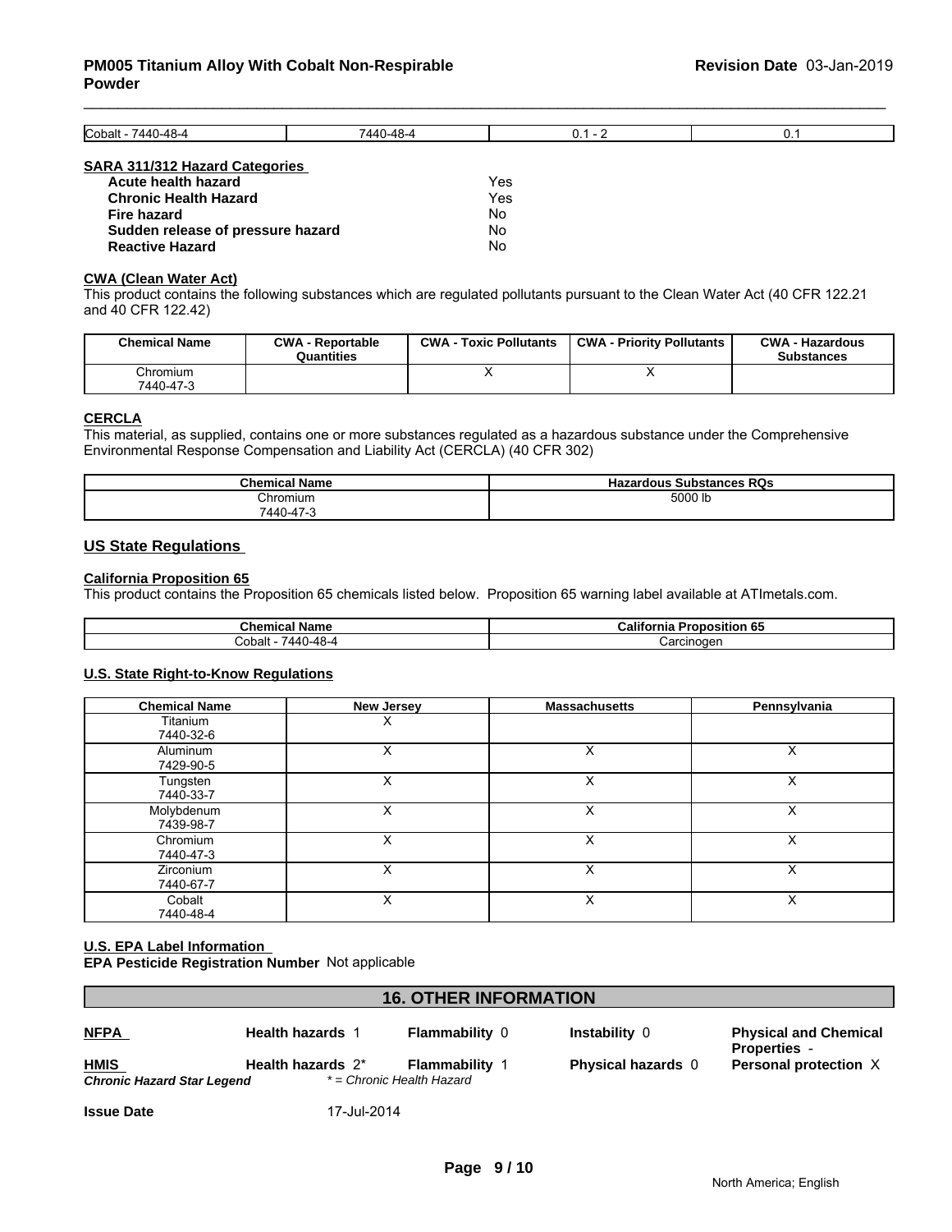| Cobalt - 7440-48-4 | 7440-48-4 | 0.1 - 2 | 0.1 |
|---|---|---|---|

**SARA 311/312 Hazard Categories**

| | |
|---|---|
| **Acute health hazard** | Yes |
| **Chronic Health Hazard** | Yes |
| **Fire hazard** | No |
| **Sudden release of pressure hazard** | No |
| **Reactive Hazard** | No |

**CWA (Clean Water Act)**

This product contains the following substances which are regulated pollutants pursuant to the Clean Water Act (40 CFR 122.21 and 40 CFR 122.42)

| Chemical Name | CWA - Reportable Quantities | CWA - Toxic Pollutants | CWA - Priority Pollutants | CWA - Hazardous Substances |
|---|---|---|---|---|
| Chromium 7440-47-3 | | X | X | |

**CERCLA**

This material, as supplied, contains one or more substances regulated as a hazardous substance under the Comprehensive Environmental Response Compensation and Liability Act (CERCLA) (40 CFR 302)

| Chemical Name | Hazardous Substances RQs |
|---|---|
| Chromium 7440-47-3 | 5000 lb |

## US State Regulations

**California Proposition 65**

This product contains the Proposition 65 chemicals listed below. Proposition 65 warning label available at ATImetals.com.

| Chemical Name | California Proposition 65 |
|---|---|
| Cobalt - 7440-48-4 | Carcinogen |

**U.S. State Right-to-Know Regulations**

| Chemical Name | New Jersey | Massachusetts | Pennsylvania |
|---|---|---|---|
| Titanium 7440-32-6 | X | | |
| Aluminum 7429-90-5 | X | X | X |
| Tungsten 7440-33-7 | X | X | X |
| Molybdenum 7439-98-7 | X | X | X |
| Chromium 7440-47-3 | X | X | X |
| Zirconium 7440-67-7 | X | X | X |
| Cobalt 7440-48-4 | X | X | X |

**U.S. EPA Label Information**

**EPA Pesticide Registration Number** Not applicable

## 16. OTHER INFORMATION

| | | | | |
|---|---|---|---|---|
| **NFPA** | **Health hazards** 1 | **Flammability** 0 | **Instability** 0 | **Physical and Chemical Properties** - |
| **HMIS** | **Health hazards** 2* | **Flammability** 1 | **Physical hazards** 0 | **Personal protection** X |

***Chronic Hazard Star Legend*** *\* = Chronic Health Hazard*

**Issue Date** 17-Jul-2014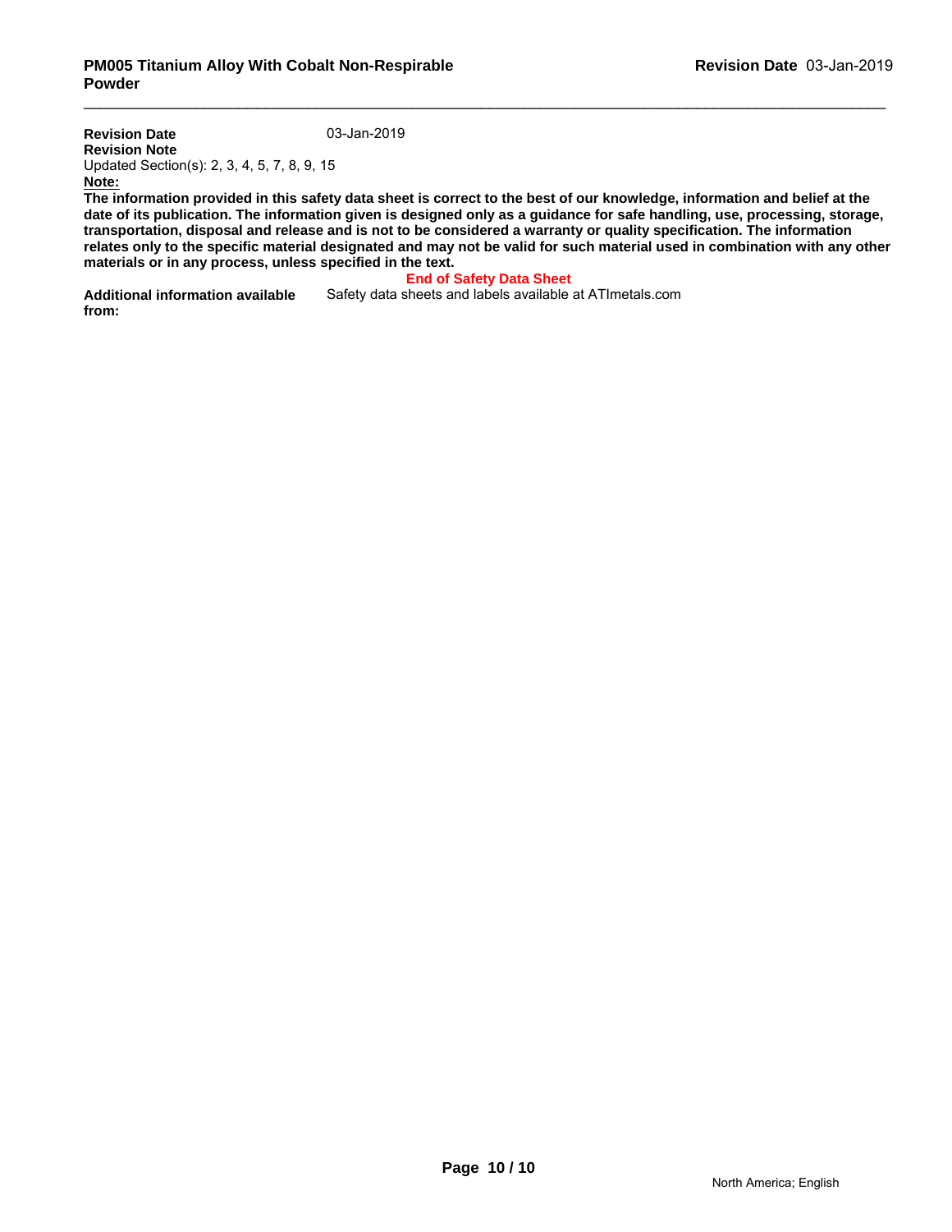**Revision Date** 03-Jan-2019

**Revision Note**

Updated Section(s): 2, 3, 4, 5, 7, 8, 9, 15

**Note:**

**The information provided in this safety data sheet is correct to the best of our knowledge, information and belief at the date of its publication. The information given is designed only as a guidance for safe handling, use, processing, storage, transportation, disposal and release and is not to be considered a warranty or quality specification. The information relates only to the specific material designated and may not be valid for such material used in combination with any other materials or in any process, unless specified in the text.**

**End of Safety Data Sheet**

**Additional information available from:** Safety data sheets and labels available at ATImetals.com